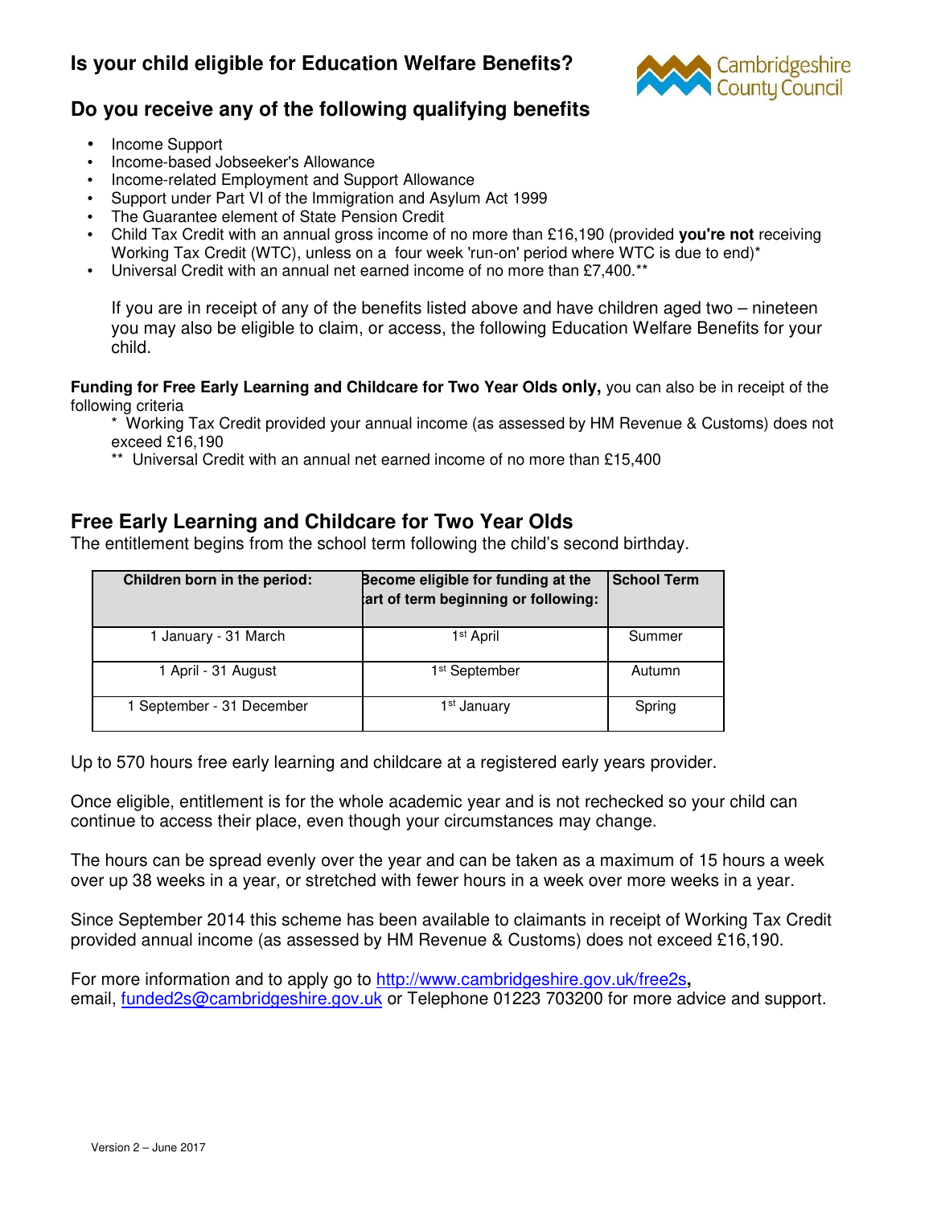# Is your child eligible for Education Welfare Benefits?

## Do you receive any of the following qualifying benefits

- Income Support
- Income-based Jobseeker's Allowance
- Income-related Employment and Support Allowance
- Support under Part VI of the Immigration and Asylum Act 1999
- The Guarantee element of State Pension Credit
- Child Tax Credit with an annual gross income of no more than £16,190 (provided **you're not** receiving Working Tax Credit (WTC), unless on a four week 'run-on' period where WTC is due to end)*
- Universal Credit with an annual net earned income of no more than £7,400.**

If you are in receipt of any of the benefits listed above and have children aged two – nineteen you may also be eligible to claim, or access, the following Education Welfare Benefits for your child.

**Funding for Free Early Learning and Childcare for Two Year Olds only,** you can also be in receipt of the following criteria

* Working Tax Credit provided your annual income (as assessed by HM Revenue & Customs) does not exceed £16,190

** Universal Credit with an annual net earned income of no more than £15,400

## Free Early Learning and Childcare for Two Year Olds

The entitlement begins from the school term following the child's second birthday.

| Children born in the period: | Become eligible for funding at the start of term beginning or following: | School Term |
|---|---|---|
| 1 January - 31 March | 1st April | Summer |
| 1 April - 31 August | 1st September | Autumn |
| 1 September - 31 December | 1st January | Spring |

Up to 570 hours free early learning and childcare at a registered early years provider.

Once eligible, entitlement is for the whole academic year and is not rechecked so your child can continue to access their place, even though your circumstances may change.

The hours can be spread evenly over the year and can be taken as a maximum of 15 hours a week over up 38 weeks in a year, or stretched with fewer hours in a week over more weeks in a year.

Since September 2014 this scheme has been available to claimants in receipt of Working Tax Credit provided annual income (as assessed by HM Revenue & Customs) does not exceed £16,190.

For more information and to apply go to http://www.cambridgeshire.gov.uk/free2s, email, funded2s@cambridgeshire.gov.uk or Telephone 01223 703200 for more advice and support.

Version 2 – June 2017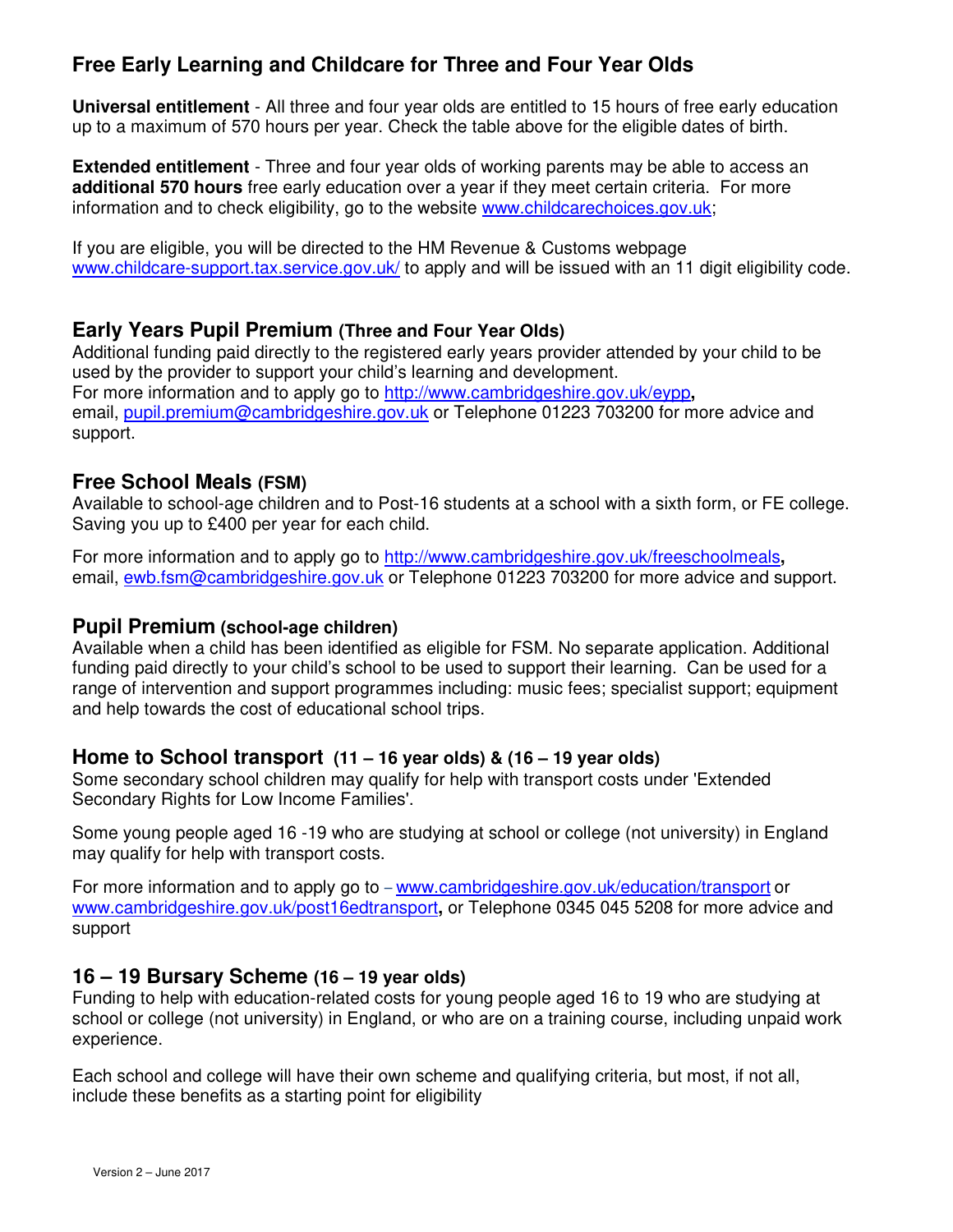## Free Early Learning and Childcare for Three and Four Year Olds

**Universal entitlement** - All three and four year olds are entitled to 15 hours of free early education up to a maximum of 570 hours per year. Check the table above for the eligible dates of birth.

**Extended entitlement** - Three and four year olds of working parents may be able to access an **additional 570 hours** free early education over a year if they meet certain criteria. For more information and to check eligibility, go to the website www.childcarechoices.gov.uk;

If you are eligible, you will be directed to the HM Revenue & Customs webpage www.childcare-support.tax.service.gov.uk/ to apply and will be issued with an 11 digit eligibility code.

## Early Years Pupil Premium (Three and Four Year Olds)

Additional funding paid directly to the registered early years provider attended by your child to be used by the provider to support your child's learning and development.
For more information and to apply go to http://www.cambridgeshire.gov.uk/eypp**,**
email, pupil.premium@cambridgeshire.gov.uk or Telephone 01223 703200 for more advice and support.

## Free School Meals (FSM)

Available to school-age children and to Post-16 students at a school with a sixth form, or FE college. Saving you up to £400 per year for each child.

For more information and to apply go to http://www.cambridgeshire.gov.uk/freeschoolmeals**,**
email, ewb.fsm@cambridgeshire.gov.uk or Telephone 01223 703200 for more advice and support.

## Pupil Premium (school-age children)

Available when a child has been identified as eligible for FSM. No separate application. Additional funding paid directly to your child's school to be used to support their learning. Can be used for a range of intervention and support programmes including: music fees; specialist support; equipment and help towards the cost of educational school trips.

## Home to School transport (11 – 16 year olds) & (16 – 19 year olds)

Some secondary school children may qualify for help with transport costs under 'Extended Secondary Rights for Low Income Families'.

Some young people aged 16 -19 who are studying at school or college (not university) in England may qualify for help with transport costs.

For more information and to apply go to – www.cambridgeshire.gov.uk/education/transport or www.cambridgeshire.gov.uk/post16edtransport**,** or Telephone 0345 045 5208 for more advice and support

## 16 – 19 Bursary Scheme (16 – 19 year olds)

Funding to help with education-related costs for young people aged 16 to 19 who are studying at school or college (not university) in England, or who are on a training course, including unpaid work experience.

Each school and college will have their own scheme and qualifying criteria, but most, if not all, include these benefits as a starting point for eligibility

Version 2 – June 2017